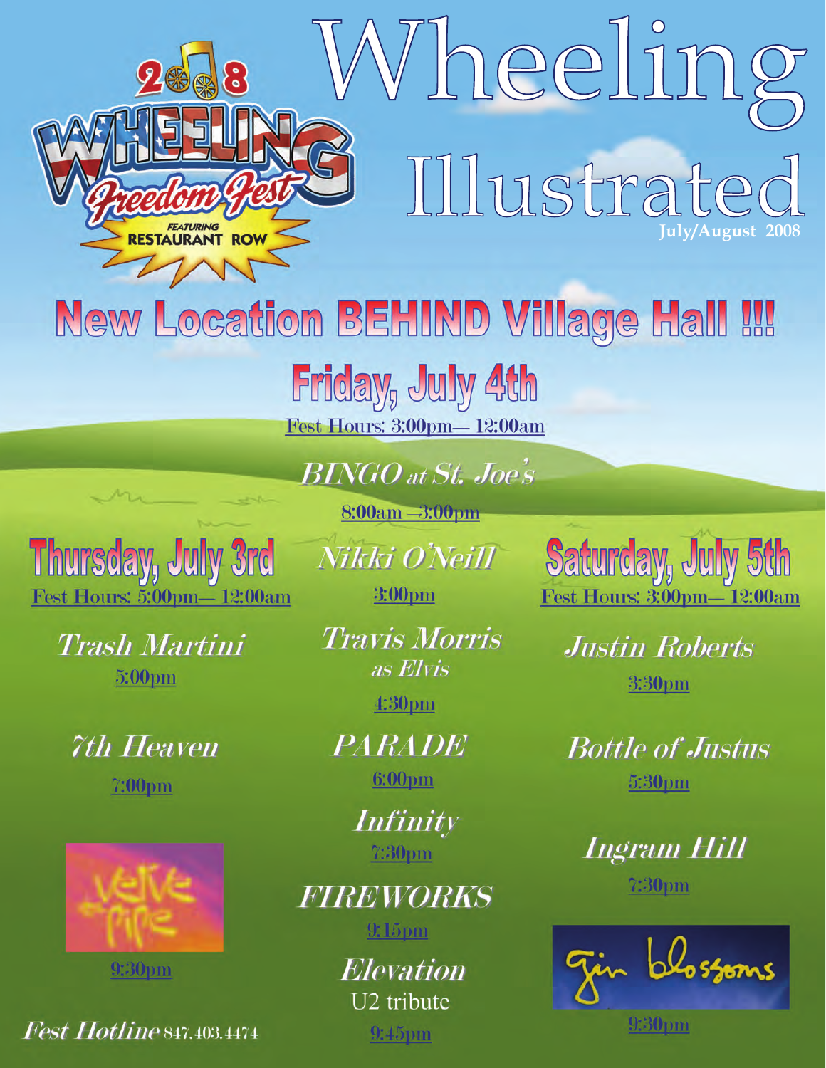# Wheeling Illustrated

July/August 2008

2008 WHEELING Freedom Fest

FEATURING RESTAURANT ROW

## New Location BEHIND Village Hall !!!

### Thursday, July 3rd

Fest Hours: 5:00pm— 12:00am

*Trash Martini*
5:00pm

*7th Heaven*
7:00pm

Verve Pipe
9:30pm

### Friday, July 4th

Fest Hours: 3:00pm— 12:00am

*BINGO at St. Joe's*
8:00am – 3:00pm

*Nikki O'Neill*
3:00pm

*Travis Morris as Elvis*
4:30pm

*PARADE*
6:00pm

*Infinity*
7:30pm

*FIREWORKS*
9:15pm

*Elevation*
U2 tribute
9:45pm

### Saturday, July 5th

Fest Hours: 3:00pm— 12:00am

*Justin Roberts*
3:30pm

*Bottle of Justus*
5:30pm

*Ingram Hill*
7:30pm

Gin Blossoms
9:30pm

*Fest Hotline* 847.403.4474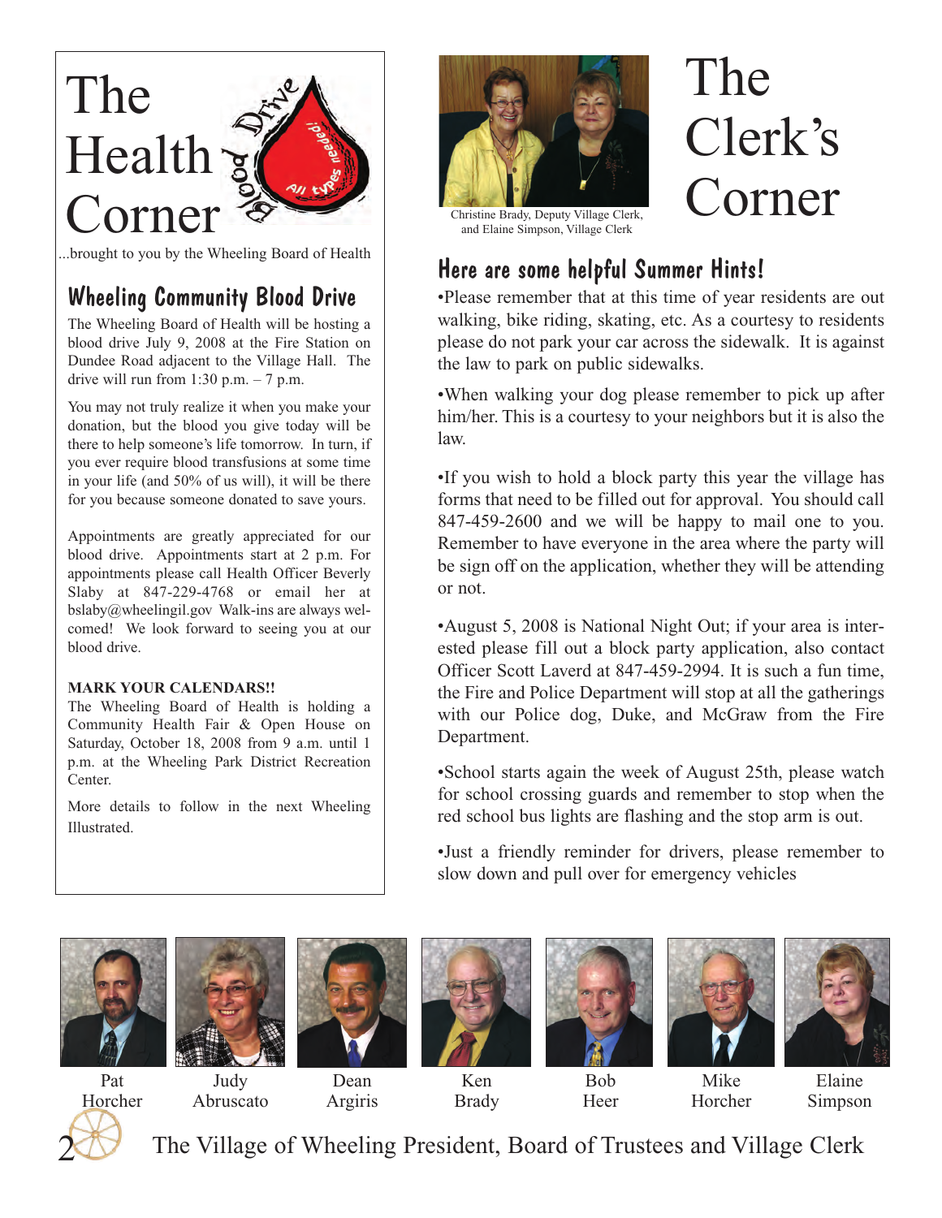# The Health Corner

...brought to you by the Wheeling Board of Health

## Wheeling Community Blood Drive

The Wheeling Board of Health will be hosting a blood drive July 9, 2008 at the Fire Station on Dundee Road adjacent to the Village Hall. The drive will run from 1:30 p.m. – 7 p.m.

You may not truly realize it when you make your donation, but the blood you give today will be there to help someone's life tomorrow. In turn, if you ever require blood transfusions at some time in your life (and 50% of us will), it will be there for you because someone donated to save yours.

Appointments are greatly appreciated for our blood drive. Appointments start at 2 p.m. For appointments please call Health Officer Beverly Slaby at 847-229-4768 or email her at bslaby@wheelingil.gov Walk-ins are always welcomed! We look forward to seeing you at our blood drive.

**MARK YOUR CALENDARS!!**

The Wheeling Board of Health is holding a Community Health Fair & Open House on Saturday, October 18, 2008 from 9 a.m. until 1 p.m. at the Wheeling Park District Recreation Center.

More details to follow in the next Wheeling Illustrated.

# The Clerk's Corner

Christine Brady, Deputy Village Clerk, and Elaine Simpson, Village Clerk

## Here are some helpful Summer Hints!

•Please remember that at this time of year residents are out walking, bike riding, skating, etc. As a courtesy to residents please do not park your car across the sidewalk. It is against the law to park on public sidewalks.

•When walking your dog please remember to pick up after him/her. This is a courtesy to your neighbors but it is also the law.

•If you wish to hold a block party this year the village has forms that need to be filled out for approval. You should call 847-459-2600 and we will be happy to mail one to you. Remember to have everyone in the area where the party will be sign off on the application, whether they will be attending or not.

•August 5, 2008 is National Night Out; if your area is interested please fill out a block party application, also contact Officer Scott Laverd at 847-459-2994. It is such a fun time, the Fire and Police Department will stop at all the gatherings with our Police dog, Duke, and McGraw from the Fire Department.

•School starts again the week of August 25th, please watch for school crossing guards and remember to stop when the red school bus lights are flashing and the stop arm is out.

•Just a friendly reminder for drivers, please remember to slow down and pull over for emergency vehicles

Pat Horcher | Judy Abruscato | Dean Argiris | Ken Brady | Bob Heer | Mike Horcher | Elaine Simpson

The Village of Wheeling President, Board of Trustees and Village Clerk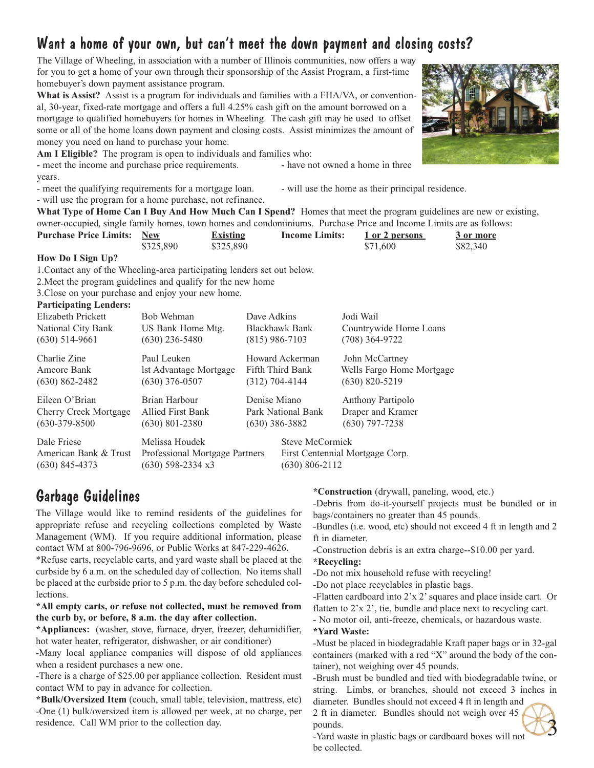## Want a home of your own, but can't meet the down payment and closing costs?

The Village of Wheeling, in association with a number of Illinois communities, now offers a way for you to get a home of your own through their sponsorship of the Assist Program, a first-time homebuyer's down payment assistance program.

**What is Assist?** Assist is a program for individuals and families with a FHA/VA, or conventional, 30-year, fixed-rate mortgage and offers a full 4.25% cash gift on the amount borrowed on a mortgage to qualified homebuyers for homes in Wheeling. The cash gift may be used to offset some or all of the home loans down payment and closing costs. Assist minimizes the amount of money you need on hand to purchase your home.

**Am I Eligible?** The program is open to individuals and families who:

- meet the income and purchase price requirements.
- have not owned a home in three years.
- meet the qualifying requirements for a mortgage loan.
- will use the home as their principal residence.
- will use the program for a home purchase, not refinance.

**What Type of Home Can I Buy And How Much Can I Spend?** Homes that meet the program guidelines are new or existing, owner-occupied, single family homes, town homes and condominiums. Purchase Price and Income Limits are as follows:

| Purchase Price Limits: | New | Existing | Income Limits: | 1 or 2 persons | 3 or more |
|---|---|---|---|---|---|
| | $325,890 | $325,890 | | $71,600 | $82,340 |

**How Do I Sign Up?**

1. Contact any of the Wheeling-area participating lenders set out below.
2. Meet the program guidelines and qualify for the new home
3. Close on your purchase and enjoy your new home.

**Participating Lenders:**

| | | | |
|---|---|---|---|
| Elizabeth Prickett<br>National City Bank<br>(630) 514-9661 | Bob Wehman<br>US Bank Home Mtg.<br>(630) 236-5480 | Dave Adkins<br>Blackhawk Bank<br>(815) 986-7103 | Jodi Wail<br>Countrywide Home Loans<br>(708) 364-9722 |
| Charlie Zine<br>Amcore Bank<br>(630) 862-2482 | Paul Leuken<br>lst Advantage Mortgage<br>(630) 376-0507 | Howard Ackerman<br>Fifth Third Bank<br>(312) 704-4144 | John McCartney<br>Wells Fargo Home Mortgage<br>(630) 820-5219 |
| Eileen O'Brian<br>Cherry Creek Mortgage<br>(630-379-8500 | Brian Harbour<br>Allied First Bank<br>(630) 801-2380 | Denise Miano<br>Park National Bank<br>(630) 386-3882 | Anthony Partipolo<br>Draper and Kramer<br>(630) 797-7238 |
| Dale Friese<br>American Bank & Trust<br>(630) 845-4373 | Melissa Houdek<br>Professional Mortgage Partners<br>(630) 598-2334 x3 | Steve McCormick<br>First Centennial Mortgage Corp.<br>(630) 806-2112 | |

## Garbage Guidelines

The Village would like to remind residents of the guidelines for appropriate refuse and recycling collections completed by Waste Management (WM). If you require additional information, please contact WM at 800-796-9696, or Public Works at 847-229-4626.

*Refuse carts, recyclable carts, and yard waste shall be placed at the curbside by 6 a.m. on the scheduled day of collection. No items shall be placed at the curbside prior to 5 p.m. the day before scheduled collections.

**\*All empty carts, or refuse not collected, must be removed from the curb by, or before, 8 a.m. the day after collection.**

**\*Appliances:** (washer, stove, furnace, dryer, freezer, dehumidifier, hot water heater, refrigerator, dishwasher, or air conditioner)

-Many local appliance companies will dispose of old appliances when a resident purchases a new one.

-There is a charge of $25.00 per appliance collection. Resident must contact WM to pay in advance for collection.

**\*Bulk/Oversized Item** (couch, small table, television, mattress, etc)

-One (1) bulk/oversized item is allowed per week, at no charge, per residence. Call WM prior to the collection day.

**\*Construction** (drywall, paneling, wood, etc.)

-Debris from do-it-yourself projects must be bundled or in bags/containers no greater than 45 pounds.

-Bundles (i.e. wood, etc) should not exceed 4 ft in length and 2 ft in diameter.

-Construction debris is an extra charge--$10.00 per yard.

**\*Recycling:**

-Do not mix household refuse with recycling!

-Do not place recyclables in plastic bags.

-Flatten cardboard into 2'x 2' squares and place inside cart. Or flatten to 2'x 2', tie, bundle and place next to recycling cart.

- No motor oil, anti-freeze, chemicals, or hazardous waste.

**\*Yard Waste:**

-Must be placed in biodegradable Kraft paper bags or in 32-gal containers (marked with a red "X" around the body of the container), not weighing over 45 pounds.

-Brush must be bundled and tied with biodegradable twine, or string. Limbs, or branches, should not exceed 3 inches in diameter. Bundles should not exceed 4 ft in length and 2 ft in diameter. Bundles should not weigh over 45 pounds.

-Yard waste in plastic bags or cardboard boxes will not be collected.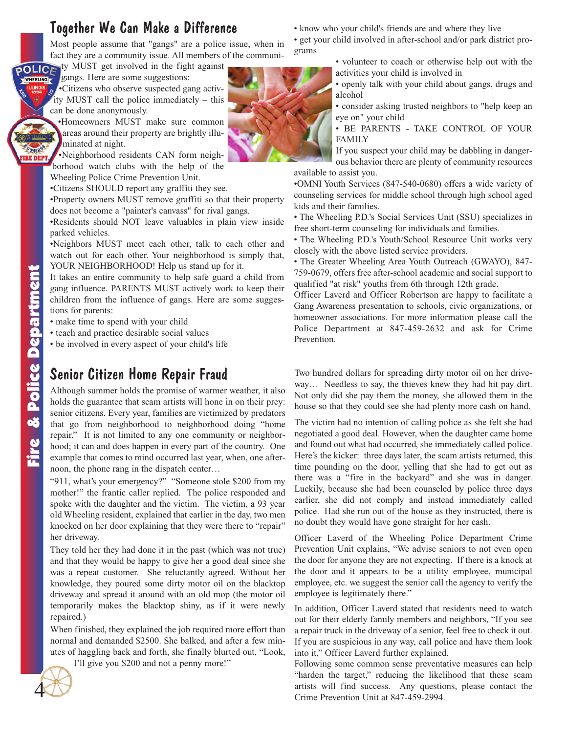## Together We Can Make a Difference

Most people assume that "gangs" are a police issue, when in fact they are a community issue. All members of the community MUST get involved in the fight against gangs. Here are some suggestions:

•Citizens who observe suspected gang activity MUST call the police immediately – this can be done anonymously.

•Homeowners MUST make sure common areas around their property are brightly illuminated at night.

•Neighborhood residents CAN form neighborhood watch clubs with the help of the Wheeling Police Crime Prevention Unit.

•Citizens SHOULD report any graffiti they see.

•Property owners MUST remove graffiti so that their property does not become a "painter's canvass" for rival gangs.

•Residents should NOT leave valuables in plain view inside parked vehicles.

•Neighbors MUST meet each other, talk to each other and watch out for each other. Your neighborhood is simply that, YOUR NEIGHBORHOOD! Help us stand up for it.

It takes an entire community to help safe guard a child from gang influence. PARENTS MUST actively work to keep their children from the influence of gangs. Here are some suggestions for parents:

- make time to spend with your child
- teach and practice desirable social values
- be involved in every aspect of your child's life
- know who your child's friends are and where they live
- get your child involved in after-school and/or park district programs
- volunteer to coach or otherwise help out with the activities your child is involved in
- openly talk with your child about gangs, drugs and alcohol
- consider asking trusted neighbors to "help keep an eye on" your child
- BE PARENTS - TAKE CONTROL OF YOUR FAMILY

If you suspect your child may be dabbling in dangerous behavior there are plenty of community resources available to assist you.

•OMNI Youth Services (847-540-0680) offers a wide variety of counseling services for middle school through high school aged kids and their families.

• The Wheeling P.D.'s Social Services Unit (SSU) specializes in free short-term counseling for individuals and families.

• The Wheeling P.D.'s Youth/School Resource Unit works very closely with the above listed service providers.

• The Greater Wheeling Area Youth Outreach (GWAYO), 847-759-0679, offers free after-school academic and social support to qualified "at risk" youths from 6th through 12th grade.

Officer Laverd and Officer Robertson are happy to facilitate a Gang Awareness presentation to schools, civic organizations, or homeowner associations. For more information please call the Police Department at 847-459-2632 and ask for Crime Prevention.

## Senior Citizen Home Repair Fraud

Although summer holds the promise of warmer weather, it also holds the guarantee that scam artists will hone in on their prey: senior citizens. Every year, families are victimized by predators that go from neighborhood to neighborhood doing "home repair." It is not limited to any one community or neighborhood; it can and does happen in every part of the country. One example that comes to mind occurred last year, when, one afternoon, the phone rang in the dispatch center…

"911, what's your emergency?" "Someone stole $200 from my mother!" the frantic caller replied. The police responded and spoke with the daughter and the victim. The victim, a 93 year old Wheeling resident, explained that earlier in the day, two men knocked on her door explaining that they were there to "repair" her driveway.

They told her they had done it in the past (which was not true) and that they would be happy to give her a good deal since she was a repeat customer. She reluctantly agreed. Without her knowledge, they poured some dirty motor oil on the blacktop driveway and spread it around with an old mop (the motor oil temporarily makes the blacktop shiny, as if it were newly repaired.)

When finished, they explained the job required more effort than normal and demanded $2500. She balked, and after a few minutes of haggling back and forth, she finally blurted out, "Look, I'll give you $200 and not a penny more!"

Two hundred dollars for spreading dirty motor oil on her driveway… Needless to say, the thieves knew they had hit pay dirt. Not only did she pay them the money, she allowed them in the house so that they could see she had plenty more cash on hand.

The victim had no intention of calling police as she felt she had negotiated a good deal. However, when the daughter came home and found out what had occurred, she immediately called police. Here's the kicker: three days later, the scam artists returned, this time pounding on the door, yelling that she had to get out as there was a "fire in the backyard" and she was in danger. Luckily, because she had been counseled by police three days earlier, she did not comply and instead immediately called police. Had she run out of the house as they instructed, there is no doubt they would have gone straight for her cash.

Officer Laverd of the Wheeling Police Department Crime Prevention Unit explains, "We advise seniors to not even open the door for anyone they are not expecting. If there is a knock at the door and it appears to be a utility employee, municipal employee, etc. we suggest the senior call the agency to verify the employee is legitimately there."

In addition, Officer Laverd stated that residents need to watch out for their elderly family members and neighbors, "If you see a repair truck in the driveway of a senior, feel free to check it out. If you are suspicious in any way, call police and have them look into it," Officer Laverd further explained.

Following some common sense preventative measures can help "harden the target," reducing the likelihood that these scam artists will find success. Any questions, please contact the Crime Prevention Unit at 847-459-2994.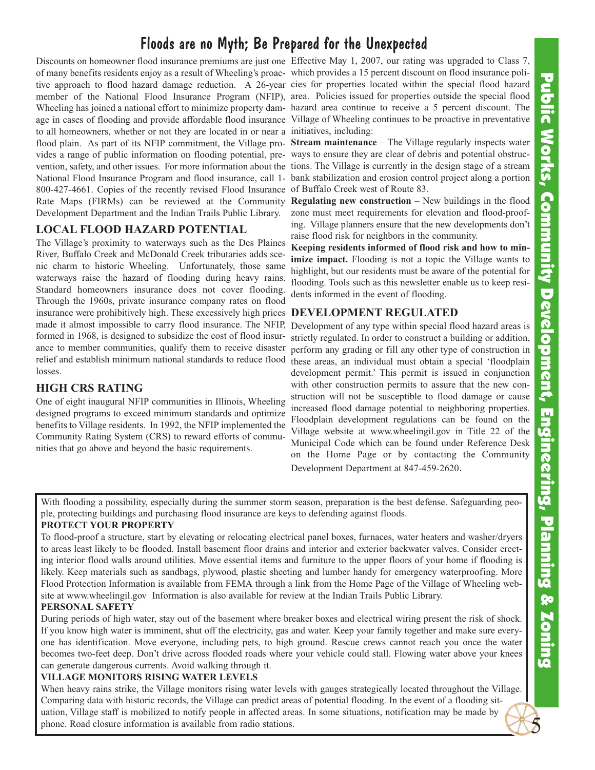# Floods are no Myth; Be Prepared for the Unexpected

Discounts on homeowner flood insurance premiums are just one of many benefits residents enjoy as a result of Wheeling's proactive approach to flood hazard damage reduction. A 26-year member of the National Flood Insurance Program (NFIP), Wheeling has joined a national effort to minimize property damage in cases of flooding and provide affordable flood insurance to all homeowners, whether or not they are located in or near a flood plain. As part of its NFIP commitment, the Village provides a range of public information on flooding potential, prevention, safety, and other issues. For more information about the National Flood Insurance Program and flood insurance, call 1-800-427-4661. Copies of the recently revised Flood Insurance Rate Maps (FIRMs) can be reviewed at the Community Development Department and the Indian Trails Public Library.

## LOCAL FLOOD HAZARD POTENTIAL

The Village's proximity to waterways such as the Des Plaines River, Buffalo Creek and McDonald Creek tributaries adds scenic charm to historic Wheeling. Unfortunately, those same waterways raise the hazard of flooding during heavy rains. Standard homeowners insurance does not cover flooding. Through the 1960s, private insurance company rates on flood insurance were prohibitively high. These excessively high prices made it almost impossible to carry flood insurance. The NFIP, formed in 1968, is designed to subsidize the cost of flood insurance to member communities, qualify them to receive disaster relief and establish minimum national standards to reduce flood losses.

## HIGH CRS RATING

One of eight inaugural NFIP communities in Illinois, Wheeling designed programs to exceed minimum standards and optimize benefits to Village residents. In 1992, the NFIP implemented the Community Rating System (CRS) to reward efforts of communities that go above and beyond the basic requirements.

Effective May 1, 2007, our rating was upgraded to Class 7, which provides a 15 percent discount on flood insurance policies for properties located within the special flood hazard area. Policies issued for properties outside the special flood hazard area continue to receive a 5 percent discount. The Village of Wheeling continues to be proactive in preventative initiatives, including:

**Stream maintenance** – The Village regularly inspects waterways to ensure they are clear of debris and potential obstructions. The Village is currently in the design stage of a stream bank stabilization and erosion control project along a portion of Buffalo Creek west of Route 83.

**Regulating new construction** – New buildings in the flood zone must meet requirements for elevation and flood-proofing. Village planners ensure that the new developments don't raise flood risk for neighbors in the community.

**Keeping residents informed of flood risk and how to minimize impact.** Flooding is not a topic the Village wants to highlight, but our residents must be aware of the potential for flooding. Tools such as this newsletter enable us to keep residents informed in the event of flooding.

## DEVELOPMENT REGULATED

Development of any type within special flood hazard areas is strictly regulated. In order to construct a building or addition, perform any grading or fill any other type of construction in these areas, an individual must obtain a special 'floodplain development permit.' This permit is issued in conjunction with other construction permits to assure that the new construction will not be susceptible to flood damage or cause increased flood damage potential to neighboring properties. Floodplain development regulations can be found on the Village website at www.wheelingil.gov in Title 22 of the Municipal Code which can be found under Reference Desk on the Home Page or by contacting the Community Development Department at 847-459-2620.

---

With flooding a possibility, especially during the summer storm season, preparation is the best defense. Safeguarding people, protecting buildings and purchasing flood insurance are keys to defending against floods.

**PROTECT YOUR PROPERTY**

To flood-proof a structure, start by elevating or relocating electrical panel boxes, furnaces, water heaters and washer/dryers to areas least likely to be flooded. Install basement floor drains and interior and exterior backwater valves. Consider erecting interior flood walls around utilities. Move essential items and furniture to the upper floors of your home if flooding is likely. Keep materials such as sandbags, plywood, plastic sheeting and lumber handy for emergency waterproofing. More Flood Protection Information is available from FEMA through a link from the Home Page of the Village of Wheeling website at www.wheelingil.gov Information is also available for review at the Indian Trails Public Library.

**PERSONAL SAFETY**

During periods of high water, stay out of the basement where breaker boxes and electrical wiring present the risk of shock. If you know high water is imminent, shut off the electricity, gas and water. Keep your family together and make sure everyone has identification. Move everyone, including pets, to high ground. Rescue crews cannot reach you once the water becomes two-feet deep. Don't drive across flooded roads where your vehicle could stall. Flowing water above your knees can generate dangerous currents. Avoid walking through it.

**VILLAGE MONITORS RISING WATER LEVELS**

When heavy rains strike, the Village monitors rising water levels with gauges strategically located throughout the Village. Comparing data with historic records, the Village can predict areas of potential flooding. In the event of a flooding situation, Village staff is mobilized to notify people in affected areas. In some situations, notification may be made by phone. Road closure information is available from radio stations.

Public Works, Community Development, Engineering, Planning & Zoning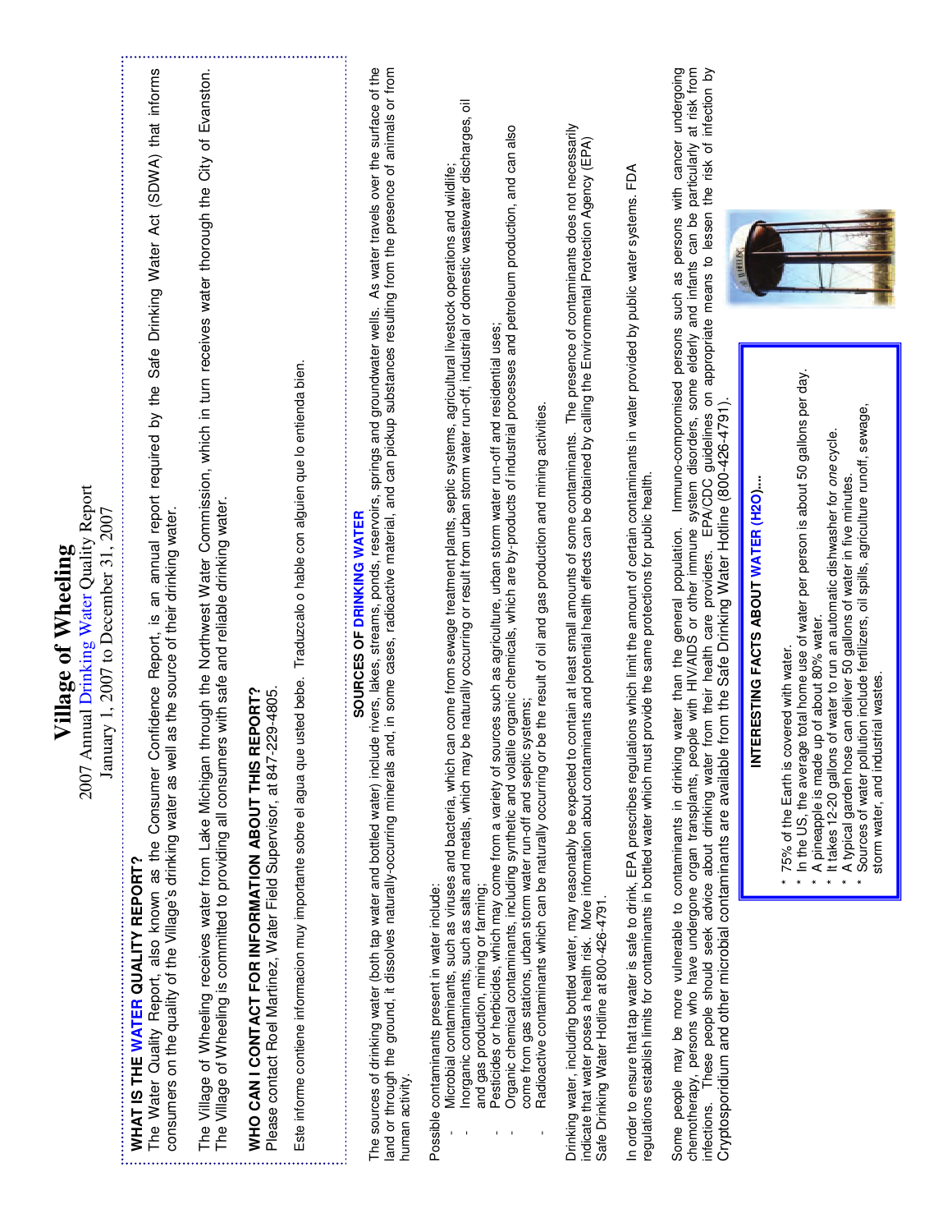# Village of Wheeling

2007 Annual Drinking Water Quality Report
January 1, 2007 to December 31, 2007

**WHAT IS THE WATER QUALITY REPORT?**
The Water Quality Report, also known as the Consumer Confidence Report, is an annual report required by the Safe Drinking Water Act (SDWA) that informs consumers on the quality of the Village's drinking water as well as the source of their drinking water.

The Village of Wheeling receives water from Lake Michigan through the Northwest Water Commission, which in turn receives water thorough the City of Evanston. The Village of Wheeling is committed to providing all consumers with safe and reliable drinking water.

**WHO CAN I CONTACT FOR INFORMATION ABOUT THIS REPORT?**
Please contact Roel Martinez, Water Field Supervisor, at 847-229-4805.

Este informe contiene informacion muy importante sobre el agua que usted bebe. Traduzcalo o hable con alguien que lo entienda bien.

## SOURCES OF DRINKING WATER

The sources of drinking water (both tap water and bottled water) include rivers, lakes, streams, ponds, reservoirs, springs and groundwater wells. As water travels over the surface of the land or through the ground, it dissolves naturally-occurring minerals and, in some cases, radioactive material, and can pickup substances resulting from the presence of animals or from human activity.

Possible contaminants present in water include:

- Microbial contaminants, such as viruses and bacteria, which can come from sewage treatment plants, septic systems, agricultural livestock operations and wildlife;
- Inorganic contaminants, such as salts and metals, which may be naturally occurring or result from urban storm water run-off, industrial or domestic wastewater discharges, oil and gas production, mining or farming;
- Pesticides or herbicides, which may come from a variety of sources such as agriculture, urban storm water run-off and residential uses;
- Organic chemical contaminants, including synthetic and volatile organic chemicals, which are by-products of industrial processes and petroleum production, and can also come from gas stations, urban storm water run-off and septic systems;
- Radioactive contaminants which can be naturally occurring or be the result of oil and gas production and mining activities.

Drinking water, including bottled water, may reasonably be expected to contain at least small amounts of some contaminants. The presence of contaminants does not necessarily indicate that water poses a health risk. More information about contaminants and potential health effects can be obtained by calling the Environmental Protection Agency (EPA) Safe Drinking Water Hotline at 800-426-4791.

In order to ensure that tap water is safe to drink, EPA prescribes regulations which limit the amount of certain contaminants in water provided by public water systems. FDA regulations establish limits for contaminants in bottled water which must provide the same protections for public health.

Some people may be more vulnerable to contaminants in drinking water than the general population. Immuno-compromised persons such as persons with cancer undergoing chemotherapy, persons who have undergone organ transplants, people with HIV/AIDS or other immune system disorders, some elderly and infants can be particularly at risk from infections. These people should seek advice about drinking water from their health care providers. EPA/CDC guidelines on appropriate means to lessen the risk of infection by Cryptosporidium and other microbial contaminants are available from the Safe Drinking Water Hotline (800-426-4791).

**INTERESTING FACTS ABOUT WATER (H2O)....**

* 75% of the Earth is covered with water.
* In the US, the average total home use of water per person is about 50 gallons per day.
* A pineapple is made up of about 80% water.
* It takes 12-20 gallons of water to run an automatic dishwasher for *one* cycle.
* A typical garden hose can deliver 50 gallons of water in five minutes.
* Sources of water pollution include fertilizers, oil spills, agriculture runoff, sewage, storm water, and industrial wastes.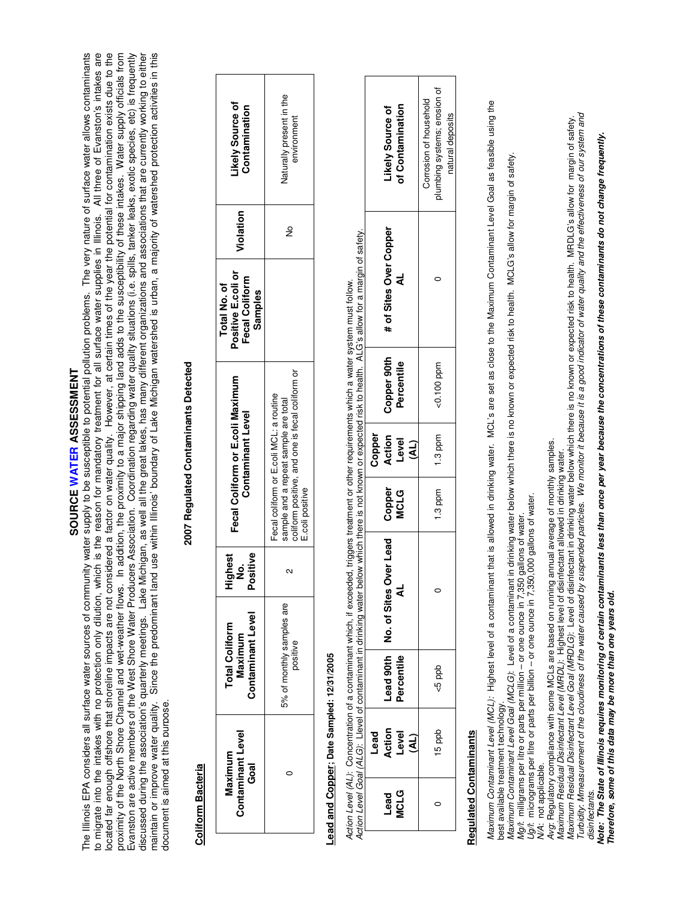# SOURCE WATER ASSESSMENT

The Illinois EPA considers all surface water sources of community water supply to be susceptible to potential pollution problems. The very nature of surface water allows contaminants to migrate into the intakes with no protection only dilution, which is the reason for mandatory treatment for all surface water supplies in Illinois. All three of Evanston's intakes are located far enough offshore that shoreline impacts are not considered a factor on water quality. However, at certain times of the year the potential for contamination exists due to the proximity of the North Shore Channel and wet-weather flows. In addition, the proximity to a major shipping land adds to the susceptibility of these intakes. Water supply officials from Evanston are active members of the West Shore Water Producers Association. Coordination regarding water quality situations (i.e. spills, tanker leaks, exotic species, etc) is frequently discussed during the association's quarterly meetings. Lake Michigan, as well all the great lakes, has many different organizations and associations that are currently working to either maintain or improve water quality. Since the predominant land use within Illinois' boundary of Lake Michigan watershed is urban, a majority of watershed protection activities in this document is aimed at this purpose.

## 2007 Regulated Contaminants Detected

### Coliform Bacteria

| Maximum Contaminant Level Goal | Total Coliform Maximum Contaminant Level | Highest No. Positive | Fecal Coliform or E.coli Maximum Contaminant Level | Total No. of Positive E.coli or Fecal Coliform Samples | Violation | Likely Source of Contamination |
|---|---|---|---|---|---|---|
| 0 | 5% of monthly samples are positive | 2 | Fecal coliform or E.coli MCL: a routine sample and a repeat sample are total coliform positive, and one is fecal coliform or E.coli positive | 0 | No | Naturally present in the environment |

### Lead and Copper; Date Sampled: 12/31/2005

*Action Level (AL)*: Concentration of a contaminant which, if exceeded, triggers treatment or other requirements which a water system must follow.
*Action Level Goal (ALG)*: Level of contaminant in drinking water below which there is not known or expected risk to health. ALG's allow for a margin of safety.

| Lead MCLG | Lead Action Level (AL) | Lead 90th Percentile | No. of Sites Over Lead AL | Copper MCLG | Copper Action Level (AL) | Copper 90th Percentile | # of Sites Over Copper AL | Likely Source of Contamination |
|---|---|---|---|---|---|---|---|---|
| 0 | 15 ppb | <5 ppb | 0 | 1.3 ppm | 1.3 ppm | <0.100 ppm | 0 | Corrosion of household plumbing systems; erosion of natural deposits |

### Regulated Contaminants

*Maximum Contaminant Level (MCL)*: Highest level of a contaminant that is allowed in drinking water. MCL's are set as close to the Maximum Contaminant Level Goal as feasible using the best available treatment technology.
*Maximum Contaminant Level Goal (MCLG)*: Level of a contaminant in drinking water below which there is no known or expected risk to health. MCLG's allow for margin of safety.
*Mg/l*: milligrams per litre or parts per million – or one ounce in 7,350 gallons of water.
*Ug/l*: micrograms per litre or parts per billion – or one ounce in 7,350,000 gallons of water.
*N/A*: not applicable.
*Avg*: Regulatory compliance with some MCLs are based on running annual average of monthly samples.
*Maximum Residual Disinfectant Level (MRDL)*: Highest level of disinfectant allowed in drinking water.
*Maximum Residual Disinfectant Level Goal (MRDLG)*: Level of disinfectant in drinking water below which there is no known or expected risk to health. MRDLG's allow for margin of safety.
*Turbidity*: *Mmeasurement of the cloudiness of the water caused by suspended particles. We monitor it because it is a good indicator of water quality and the effectiveness of our system and disinfectants.*

***Note: The State of Illinois requires monitoring of certain contaminants less than once per year because the concentrations of these contaminants do not change frequently. Therefore, some of this data may be more than one years old.***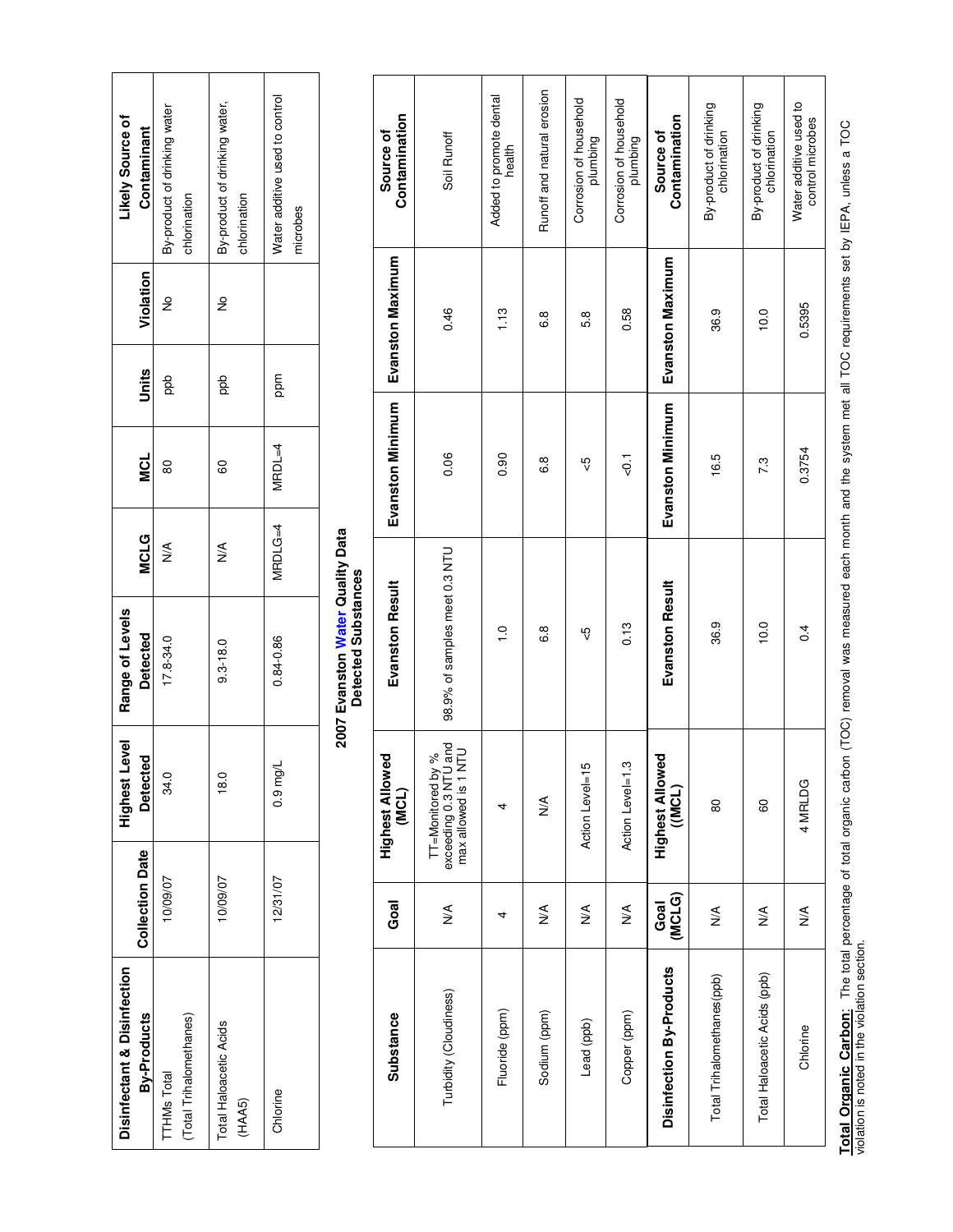| Disinfectant & Disinfection By-Products | Collection Date | Highest Level Detected | Range of Levels Detected | MCLG | MCL | Units | Violation | Likely Source of Contaminant |
|---|---|---|---|---|---|---|---|---|
| TTHMs Total (Total Trihalomethanes) | 10/09/07 | 34.0 | 17.8-34.0 | N/A | 80 | ppb | No | By-product of drinking water chlorination |
| Total Haloacetic Acids (HAA5) | 10/09/07 | 18.0 | 9.3-18.0 | N/A | 60 | ppb | No | By-product of drinking water, chlorination |
| Chlorine | 12/31/07 | 0.9 mg/L | 0.84-0.86 | MRDLG=4 | MRDL=4 | ppm | | Water additive used to control microbes |

## 2007 Evanston Water Quality Data
### Detected Substances

| Substance | Goal | Highest Allowed (MCL) | Evanston Result | Evanston Minimum | Evanston Maximum | Source of Contamination |
|---|---|---|---|---|---|---|
| Turbidity (Cloudiness) | N/A | TT=Monitored by % exceeding 0.3 NTU and max allowed is 1 NTU | 98.9% of samples meet 0.3 NTU | 0.06 | 0.46 | Soil Runoff |
| Fluoride (ppm) | 4 | 4 | 1.0 | 0.90 | 1.13 | Added to promote dental health |
| Sodium (ppm) | N/A | N/A | 6.8 | 6.8 | 6.8 | Runoff and natural erosion |
| Lead (ppb) | N/A | Action Level=15 | <5 | <5 | 5.8 | Corrosion of household plumbing |
| Copper (ppm) | N/A | Action Level=1.3 | 0.13 | <0.1 | 0.58 | Corrosion of household plumbing |
| **Disinfection By-Products** | **Goal (MCLG)** | **Highest Allowed ((MCL)** | **Evanston Result** | **Evanston Minimum** | **Evanston Maximum** | **Source of Contamination** |
| Total Trihalomethanes(ppb) | N/A | 80 | 36.9 | 16.5 | 36.9 | By-product of drinking chlorination |
| Total Haloacetic Acids (ppb) | N/A | 60 | 10.0 | 7.3 | 10.0 | By-product of drinking chlorination |
| Chlorine | N/A | 4 MRLDG | 0.4 | 0.3754 | 0.5395 | Water additive used to control microbes |

**Total Organic Carbon:** The total percentage of total organic carbon (TOC) removal was measured each month and the system met all TOC requirements set by IEPA, unless a TOC violation is noted in the violation section.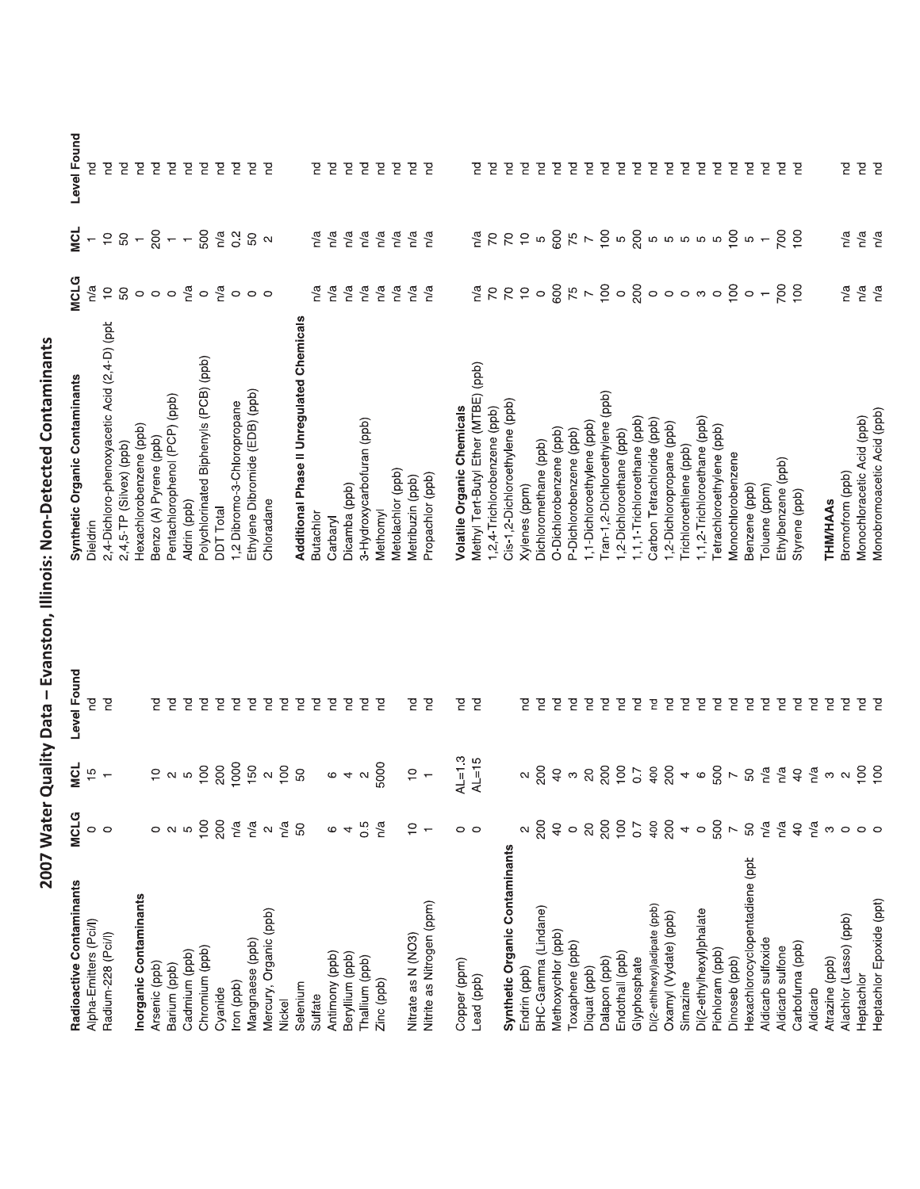# 2007 Water Quality Data – Evanston, Illinois: Non-Detected Contaminants

| Radioactive Contaminants | MCLG | MCL | Level Found |
|---|---|---|---|
| Alpha-Emitters (Pci/l) | 0 | 15 | nd |
| Radium-228 (Pci/l) | 0 | 1 | nd |
| **Inorganic Contaminants** | | | |
| Arsenic (ppb) | 0 | 10 | nd |
| Barium (ppb) | 2 | 2 | nd |
| Cadmium (ppb) | 5 | 5 | nd |
| Chromium (ppb) | 100 | 100 | nd |
| Cyanide | 200 | 200 | nd |
| Iron (ppb) | n/a | 1000 | nd |
| Mangnaese (ppb) | n/a | 150 | nd |
| Mercury, Organic (ppb) | 2 | 2 | nd |
| Nickel | n/a | 100 | nd |
| Selenium | 50 | 50 | nd |
| Sulfate | | | nd |
| Antimony (ppb) | 6 | 6 | nd |
| Beryllium (ppb) | 4 | 4 | nd |
| Thallium (ppb) | 0.5 | 2 | nd |
| Zinc (ppb) | n/a | 5000 | nd |
| Nitrate as N (NO3) | 10 | 10 | nd |
| Nitrite as Nitrogen (ppm) | 1 | 1 | nd |
| Copper (ppm) | 0 | AL=1.3 | nd |
| Lead (ppb) | 0 | AL=15 | nd |
| **Synthetic Organic Contaminants** | | | |
| Endrin (ppb) | 2 | 2 | nd |
| BHC-Gamma (Lindane) | 200 | 200 | nd |
| Methoxychlor (ppb) | 40 | 40 | nd |
| Toxaphene (ppb) | 0 | 3 | nd |
| Diquat (ppb) | 20 | 20 | nd |
| Dalapon (ppb) | 200 | 200 | nd |
| Endothall (ppb) | 100 | 100 | nd |
| Glyphosphate | 0.7 | 0.7 | nd |
| Di(2-ethlhexyl)adipate (ppb) | 400 | 400 | nd |
| Oxamyl (Vydate) (ppb) | 200 | 200 | nd |
| Simazine | 4 | 4 | nd |
| Di(2-ethylhexyl)phalate | 0 | 6 | nd |
| Pichloram (ppb) | 500 | 500 | nd |
| Dinoseb (ppb) | 7 | 7 | nd |
| Hexachlorocyclopentadiene (ppt | 50 | 50 | nd |
| Aldicarb sulfoxide | n/a | n/a | nd |
| Aldicarb sulfone | n/a | n/a | nd |
| Carbofurna (ppb) | 40 | 40 | nd |
| Aldicarb | n/a | n/a | nd |
| Atrazine (ppb) | 3 | 3 | nd |
| Alachlor (Lasso) (ppb) | 0 | 2 | nd |
| Heptachlor | 0 | 100 | nd |
| Heptachlor Epoxide (ppt) | 0 | 100 | nd |

| Synthetic Organic Contaminants | MCLG | MCL | Level Found |
|---|---|---|---|
| Dieldrin | n/a | 1 | nd |
| 2,4-Dichloro-phenoxyacetic Acid (2,4-D) (ppb | 10 | 10 | nd |
| 2,4,5-TP (Silvex) (ppb) | 50 | 50 | nd |
| Hexachlorobenzene (ppb) | 0 | 1 | nd |
| Benzo (A) Pyrene (ppb) | 0 | 200 | nd |
| Pentachlorophenol (PCP) (ppb) | 0 | 1 | nd |
| Aldrin (ppb) | n/a | 1 | nd |
| Polychlorinated Biphenyls (PCB) (ppb) | 0 | 500 | nd |
| DDT Total | n/a | n/a | nd |
| 1,2 Dibromo-3-Chloropropane | 0 | 0.2 | nd |
| Ethylene Dibromide (EDB) (ppb) | 0 | 50 | nd |
| Chloradane | 0 | 2 | nd |
| **Additional Phase II Unregulated Chemicals** | | | |
| Butachlor | n/a | n/a | nd |
| Carbaryl | n/a | n/a | nd |
| Dicamba (ppb) | n/a | n/a | nd |
| 3-Hydroxycarbofuran (ppb) | n/a | n/a | nd |
| Methomyl | n/a | n/a | nd |
| Metolachlor (ppb) | n/a | n/a | nd |
| Metribuzin (ppb) | n/a | n/a | nd |
| Propachlor (ppb) | n/a | n/a | nd |
| **Volatile Organic Chemicals** | | | |
| Methyl Tert-Butyl Ether (MTBE) (ppb) | n/a | n/a | nd |
| 1,2,4-Trichlorobenzene (ppb) | 70 | 70 | nd |
| Cis-1,2-Dichloroethylene (ppb) | 70 | 70 | nd |
| Xylenes (ppm) | 10 | 10 | nd |
| Dichloromethane (ppb) | 0 | 5 | nd |
| O-Dichlorobenzene (ppb) | 600 | 600 | nd |
| P-Dichlorobenzene (ppb) | 75 | 75 | nd |
| 1,1-Dichloroethylene (ppb) | 7 | 7 | nd |
| Tran-1,2-Dichloroethylene (ppb) | 100 | 100 | nd |
| 1,2-Dichloroethane (ppb) | 0 | 5 | nd |
| 1,1,1-Trichloroethane (ppb) | 200 | 200 | nd |
| Carbon Tetrachloride (ppb) | 0 | 5 | nd |
| 1,2-Dichloropropane (ppb) | 0 | 5 | nd |
| Trichloroethlene (ppb) | 0 | 5 | nd |
| 1,1,2-Trichloroethane (ppb) | 3 | 5 | nd |
| Tetrachloroethylene (ppb) | 0 | 5 | nd |
| Monochlorobenzene | 100 | 100 | nd |
| Benzene (ppb) | 0 | 5 | nd |
| Toluene (ppm) | 1 | 1 | nd |
| Ethylbenzene (ppb) | 700 | 700 | nd |
| Styrene (ppb) | 100 | 100 | nd |
| **THM/HAAs** | | | |
| Bromofrom (ppb) | n/a | n/a | nd |
| Monochloracetic Acid (ppb) | n/a | n/a | nd |
| Monobromoacetic Acid (ppb) | n/a | n/a | nd |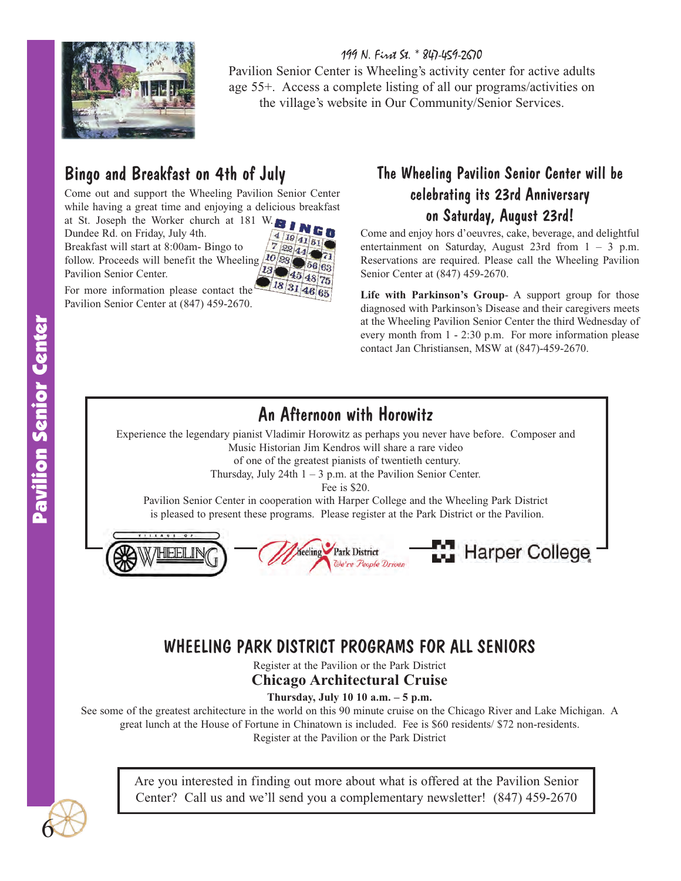199 N. First St. * 847-459-2670

Pavilion Senior Center is Wheeling's activity center for active adults age 55+. Access a complete listing of all our programs/activities on the village's website in Our Community/Senior Services.

## Bingo and Breakfast on 4th of July

Come out and support the Wheeling Pavilion Senior Center while having a great time and enjoying a delicious breakfast at St. Joseph the Worker church at 181 W. Dundee Rd. on Friday, July 4th.

Breakfast will start at 8:00am- Bingo to follow. Proceeds will benefit the Wheeling Pavilion Senior Center.

For more information please contact the Pavilion Senior Center at (847) 459-2670.

## The Wheeling Pavilion Senior Center will be celebrating its 23rd Anniversary on Saturday, August 23rd!

Come and enjoy hors d'oeuvres, cake, beverage, and delightful entertainment on Saturday, August 23rd from 1 – 3 p.m. Reservations are required. Please call the Wheeling Pavilion Senior Center at (847) 459-2670.

**Life with Parkinson's Group**- A support group for those diagnosed with Parkinson's Disease and their caregivers meets at the Wheeling Pavilion Senior Center the third Wednesday of every month from 1 - 2:30 p.m. For more information please contact Jan Christiansen, MSW at (847)-459-2670.

## An Afternoon with Horowitz

Experience the legendary pianist Vladimir Horowitz as perhaps you never have before. Composer and Music Historian Jim Kendros will share a rare video of one of the greatest pianists of twentieth century.

Thursday, July 24th 1 – 3 p.m. at the Pavilion Senior Center.

Fee is $20.

Pavilion Senior Center in cooperation with Harper College and the Wheeling Park District is pleased to present these programs. Please register at the Park District or the Pavilion.

Village of Wheeling | Wheeling Park District We're People Driven | Harper College

## WHEELING PARK DISTRICT PROGRAMS FOR ALL SENIORS

Register at the Pavilion or the Park District

### Chicago Architectural Cruise

**Thursday, July 10 10 a.m. – 5 p.m.**

See some of the greatest architecture in the world on this 90 minute cruise on the Chicago River and Lake Michigan. A great lunch at the House of Fortune in Chinatown is included. Fee is $60 residents/ $72 non-residents.

Register at the Pavilion or the Park District

Are you interested in finding out more about what is offered at the Pavilion Senior Center? Call us and we'll send you a complementary newsletter! (847) 459-2670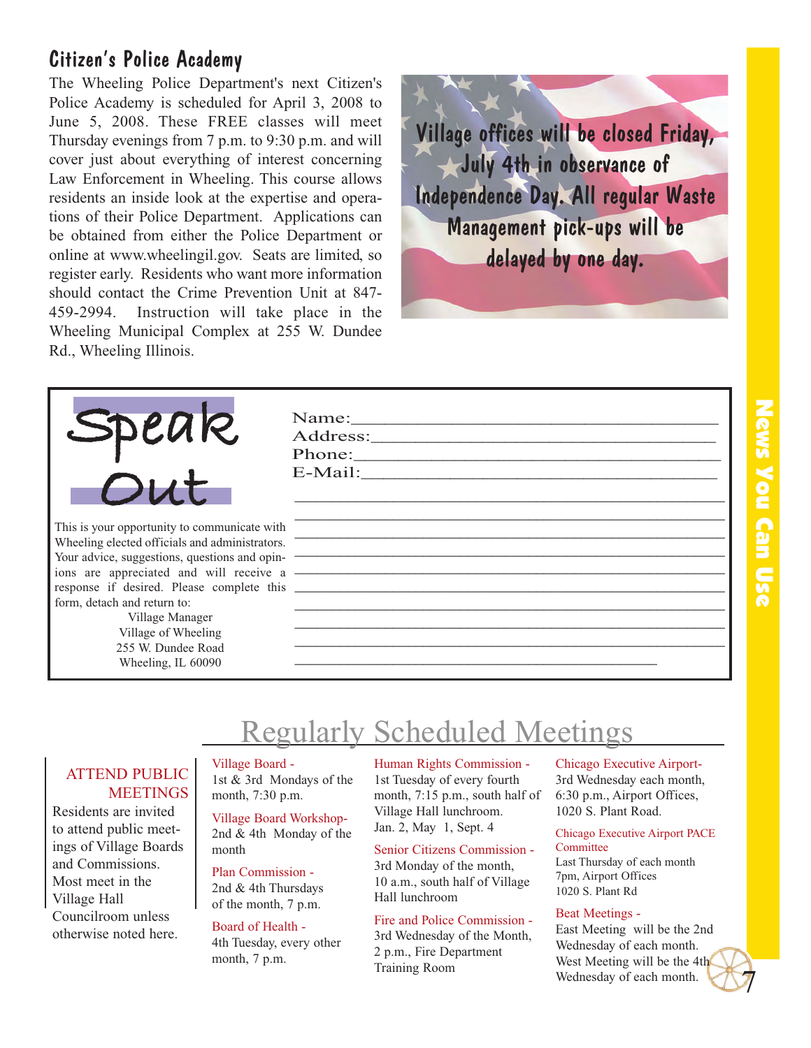## Citizen's Police Academy

The Wheeling Police Department's next Citizen's Police Academy is scheduled for April 3, 2008 to June 5, 2008. These FREE classes will meet Thursday evenings from 7 p.m. to 9:30 p.m. and will cover just about everything of interest concerning Law Enforcement in Wheeling. This course allows residents an inside look at the expertise and operations of their Police Department. Applications can be obtained from either the Police Department or online at www.wheelingil.gov. Seats are limited, so register early. Residents who want more information should contact the Crime Prevention Unit at 847-459-2994. Instruction will take place in the Wheeling Municipal Complex at 255 W. Dundee Rd., Wheeling Illinois.

**Village offices will be closed Friday, July 4th in observance of Independence Day. All regular Waste Management pick-ups will be delayed by one day.**

## Speak Out

This is your opportunity to communicate with Wheeling elected officials and administrators. Your advice, suggestions, questions and opinions are appreciated and will receive a response if desired. Please complete this form, detach and return to:

Village Manager
Village of Wheeling
255 W. Dundee Road
Wheeling, IL 60090

Name:______________________________________
Address:____________________________________
Phone:______________________________________
E-Mail:_____________________________________

_____________________________________________
_____________________________________________
_____________________________________________
_____________________________________________
_____________________________________________
_____________________________________________
_____________________________________________
_____________________________________________
_____________________________________________
_____________________________________________

## Regularly Scheduled Meetings

**ATTEND PUBLIC MEETINGS**

Residents are invited to attend public meetings of Village Boards and Commissions. Most meet in the Village Hall Councilroom unless otherwise noted here.

**Village Board -**
1st & 3rd Mondays of the month, 7:30 p.m.

**Village Board Workshop-**
2nd & 4th Monday of the month

**Plan Commission -**
2nd & 4th Thursdays of the month, 7 p.m.

**Board of Health -**
4th Tuesday, every other month, 7 p.m.

**Human Rights Commission -**
1st Tuesday of every fourth month, 7:15 p.m., south half of Village Hall lunchroom.
Jan. 2, May 1, Sept. 4

**Senior Citizens Commission -**
3rd Monday of the month, 10 a.m., south half of Village Hall lunchroom

**Fire and Police Commission -**
3rd Wednesday of the Month, 2 p.m., Fire Department Training Room

**Chicago Executive Airport-**
3rd Wednesday each month, 6:30 p.m., Airport Offices, 1020 S. Plant Road.

**Chicago Executive Airport PACE Committee**
Last Thursday of each month
7pm, Airport Offices
1020 S. Plant Rd

**Beat Meetings -**
East Meeting will be the 2nd Wednesday of each month.
West Meeting will be the 4th Wednesday of each month.

News You Can Use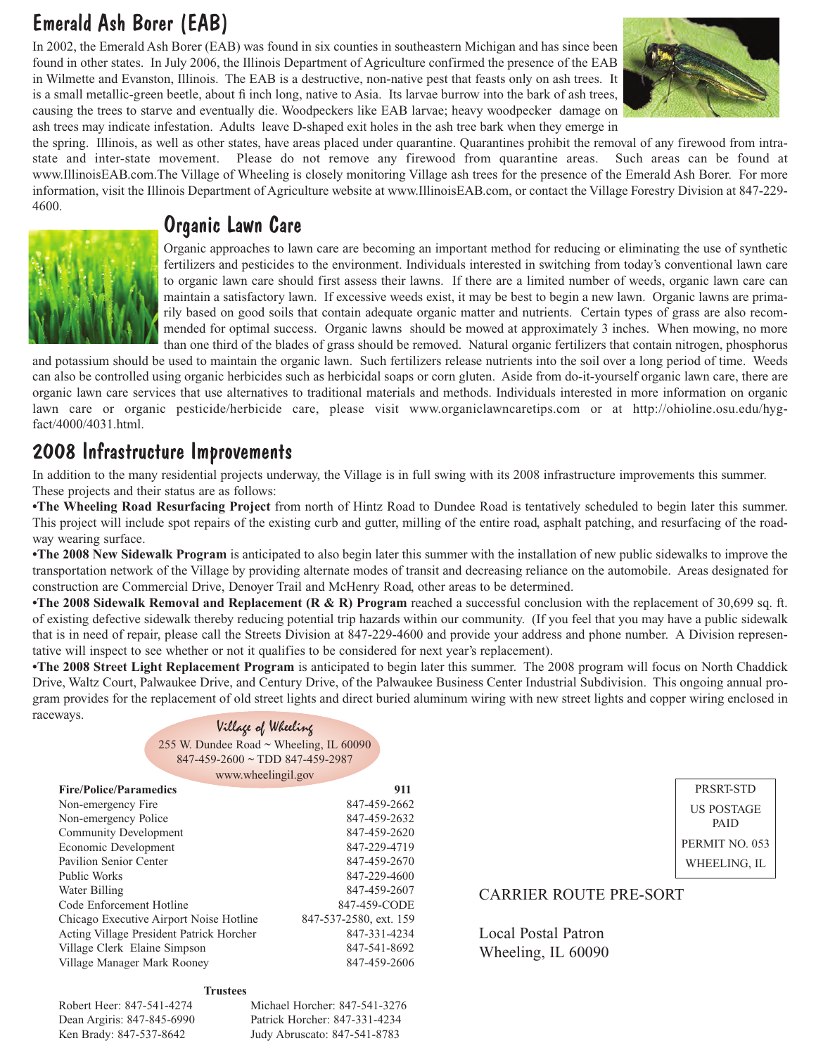## Emerald Ash Borer (EAB)

In 2002, the Emerald Ash Borer (EAB) was found in six counties in southeastern Michigan and has since been found in other states. In July 2006, the Illinois Department of Agriculture confirmed the presence of the EAB in Wilmette and Evanston, Illinois. The EAB is a destructive, non-native pest that feasts only on ash trees. It is a small metallic-green beetle, about fi inch long, native to Asia. Its larvae burrow into the bark of ash trees, causing the trees to starve and eventually die. Woodpeckers like EAB larvae; heavy woodpecker damage on ash trees may indicate infestation. Adults leave D-shaped exit holes in the ash tree bark when they emerge in the spring. Illinois, as well as other states, have areas placed under quarantine. Quarantines prohibit the removal of any firewood from intra-state and inter-state movement. Please do not remove any firewood from quarantine areas. Such areas can be found at www.IllinoisEAB.com.The Village of Wheeling is closely monitoring Village ash trees for the presence of the Emerald Ash Borer. For more information, visit the Illinois Department of Agriculture website at www.IllinoisEAB.com, or contact the Village Forestry Division at 847-229-4600.

## Organic Lawn Care

Organic approaches to lawn care are becoming an important method for reducing or eliminating the use of synthetic fertilizers and pesticides to the environment. Individuals interested in switching from today's conventional lawn care to organic lawn care should first assess their lawns. If there are a limited number of weeds, organic lawn care can maintain a satisfactory lawn. If excessive weeds exist, it may be best to begin a new lawn. Organic lawns are primarily based on good soils that contain adequate organic matter and nutrients. Certain types of grass are also recommended for optimal success. Organic lawns should be mowed at approximately 3 inches. When mowing, no more than one third of the blades of grass should be removed. Natural organic fertilizers that contain nitrogen, phosphorus and potassium should be used to maintain the organic lawn. Such fertilizers release nutrients into the soil over a long period of time. Weeds can also be controlled using organic herbicides such as herbicidal soaps or corn gluten. Aside from do-it-yourself organic lawn care, there are organic lawn care services that use alternatives to traditional materials and methods. Individuals interested in more information on organic lawn care or organic pesticide/herbicide care, please visit www.organiclawncaretips.com or at http://ohioline.osu.edu/hyg-fact/4000/4031.html.

## 2008 Infrastructure Improvements

In addition to the many residential projects underway, the Village is in full swing with its 2008 infrastructure improvements this summer. These projects and their status are as follows:

- **The Wheeling Road Resurfacing Project** from north of Hintz Road to Dundee Road is tentatively scheduled to begin later this summer. This project will include spot repairs of the existing curb and gutter, milling of the entire road, asphalt patching, and resurfacing of the roadway wearing surface.
- **The 2008 New Sidewalk Program** is anticipated to also begin later this summer with the installation of new public sidewalks to improve the transportation network of the Village by providing alternate modes of transit and decreasing reliance on the automobile. Areas designated for construction are Commercial Drive, Denoyer Trail and McHenry Road, other areas to be determined.
- **The 2008 Sidewalk Removal and Replacement (R & R) Program** reached a successful conclusion with the replacement of 30,699 sq. ft. of existing defective sidewalk thereby reducing potential trip hazards within our community. (If you feel that you may have a public sidewalk that is in need of repair, please call the Streets Division at 847-229-4600 and provide your address and phone number. A Division representative will inspect to see whether or not it qualifies to be considered for next year's replacement).
- **The 2008 Street Light Replacement Program** is anticipated to begin later this summer. The 2008 program will focus on North Chaddick Drive, Waltz Court, Palwaukee Drive, and Century Drive, of the Palwaukee Business Center Industrial Subdivision. This ongoing annual program provides for the replacement of old street lights and direct buried aluminum wiring with new street lights and copper wiring enclosed in raceways.

**Village of Wheeling**
255 W. Dundee Road ~ Wheeling, IL 60090
847-459-2600 ~ TDD 847-459-2987
www.wheelingil.gov

| | |
|---|---|
| **Fire/Police/Paramedics** | **911** |
| Non-emergency Fire | 847-459-2662 |
| Non-emergency Police | 847-459-2632 |
| Community Development | 847-459-2620 |
| Economic Development | 847-229-4719 |
| Pavilion Senior Center | 847-459-2670 |
| Public Works | 847-229-4600 |
| Water Billing | 847-459-2607 |
| Code Enforcement Hotline | 847-459-CODE |
| Chicago Executive Airport Noise Hotline | 847-537-2580, ext. 159 |
| Acting Village President Patrick Horcher | 847-331-4234 |
| Village Clerk Elaine Simpson | 847-541-8692 |
| Village Manager Mark Rooney | 847-459-2606 |

**Trustees**

| | |
|---|---|
| Robert Heer: 847-541-4274 | Michael Horcher: 847-541-3276 |
| Dean Argiris: 847-845-6990 | Patrick Horcher: 847-331-4234 |
| Ken Brady: 847-537-8642 | Judy Abruscato: 847-541-8783 |

PRSRT-STD
US POSTAGE PAID
PERMIT NO. 053
WHEELING, IL

CARRIER ROUTE PRE-SORT

Local Postal Patron
Wheeling, IL 60090